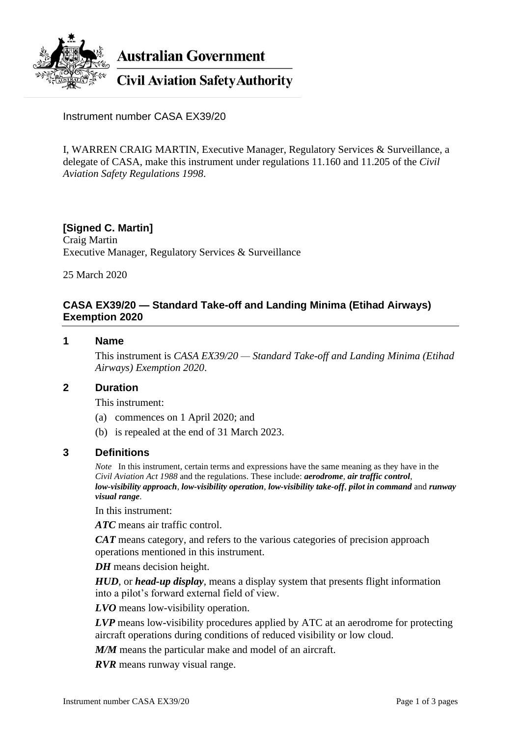Australian Government

Civil Aviation Safety Authority

Instrument number CASA EX39/20

I, WARREN CRAIG MARTIN, Executive Manager, Regulatory Services & Surveillance, a delegate of CASA, make this instrument under regulations 11.160 and 11.205 of the *Civil Aviation Safety Regulations 1998*.

**[Signed C. Martin]**
Craig Martin
Executive Manager, Regulatory Services & Surveillance

25 March 2020

## CASA EX39/20 — Standard Take-off and Landing Minima (Etihad Airways) Exemption 2020

### 1 Name

This instrument is *CASA EX39/20 — Standard Take-off and Landing Minima (Etihad Airways) Exemption 2020*.

### 2 Duration

This instrument:

(a) commences on 1 April 2020; and

(b) is repealed at the end of 31 March 2023.

### 3 Definitions

*Note* In this instrument, certain terms and expressions have the same meaning as they have in the *Civil Aviation Act 1988* and the regulations. These include: ***aerodrome***, ***air traffic control***, ***low-visibility approach***, ***low-visibility operation***, ***low-visibility take-off***, ***pilot in command*** and ***runway visual range***.

In this instrument:

***ATC*** means air traffic control.

***CAT*** means category, and refers to the various categories of precision approach operations mentioned in this instrument.

***DH*** means decision height.

***HUD***, or ***head-up display***, means a display system that presents flight information into a pilot's forward external field of view.

***LVO*** means low-visibility operation.

***LVP*** means low-visibility procedures applied by ATC at an aerodrome for protecting aircraft operations during conditions of reduced visibility or low cloud.

***M/M*** means the particular make and model of an aircraft.

***RVR*** means runway visual range.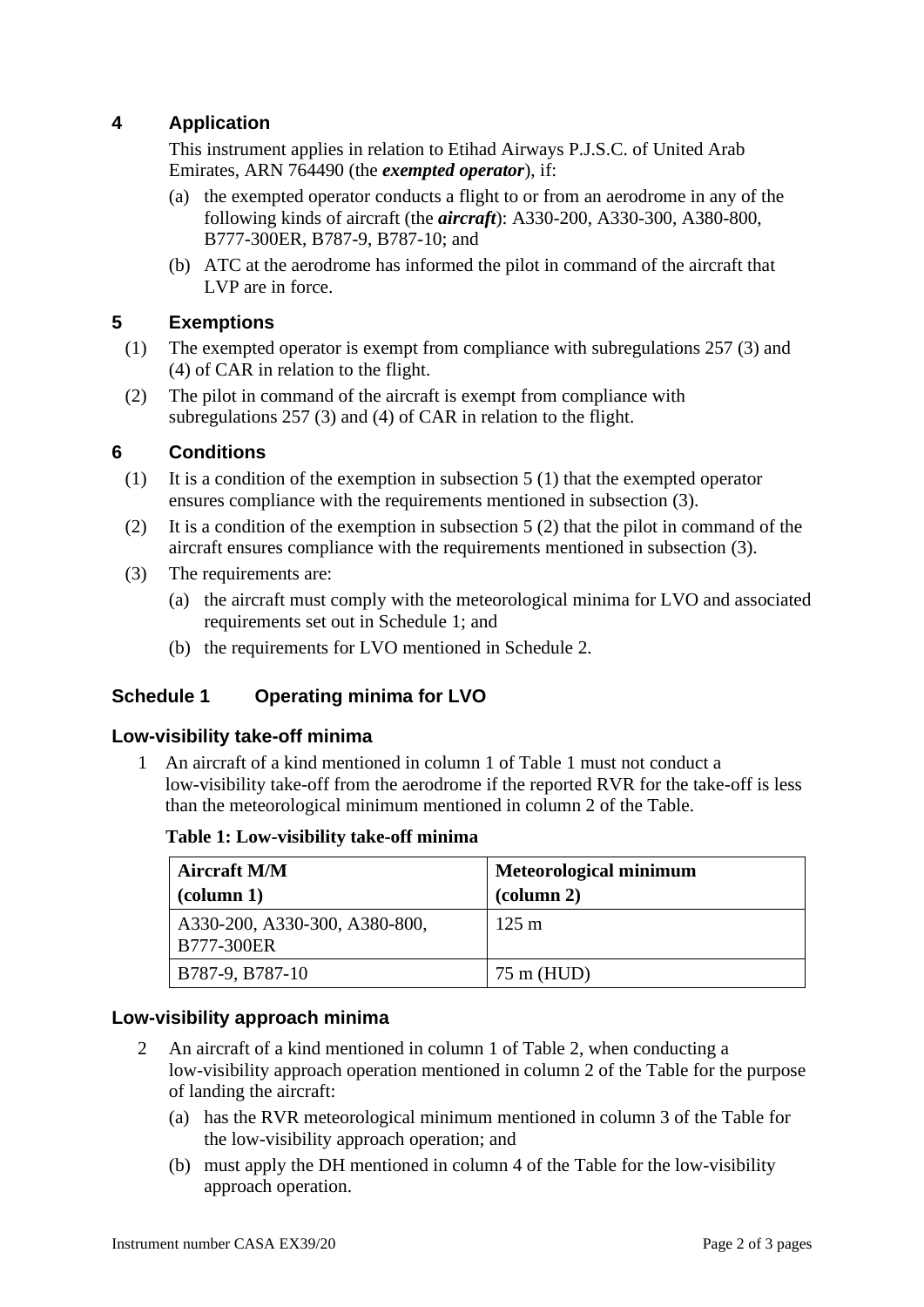## 4 Application

This instrument applies in relation to Etihad Airways P.J.S.C. of United Arab Emirates, ARN 764490 (the ***exempted operator***), if:

(a) the exempted operator conducts a flight to or from an aerodrome in any of the following kinds of aircraft (the ***aircraft***): A330-200, A330-300, A380-800, B777-300ER, B787-9, B787-10; and

(b) ATC at the aerodrome has informed the pilot in command of the aircraft that LVP are in force.

## 5 Exemptions

(1) The exempted operator is exempt from compliance with subregulations 257 (3) and (4) of CAR in relation to the flight.

(2) The pilot in command of the aircraft is exempt from compliance with subregulations 257 (3) and (4) of CAR in relation to the flight.

## 6 Conditions

(1) It is a condition of the exemption in subsection 5 (1) that the exempted operator ensures compliance with the requirements mentioned in subsection (3).

(2) It is a condition of the exemption in subsection 5 (2) that the pilot in command of the aircraft ensures compliance with the requirements mentioned in subsection (3).

(3) The requirements are:

(a) the aircraft must comply with the meteorological minima for LVO and associated requirements set out in Schedule 1; and

(b) the requirements for LVO mentioned in Schedule 2.

## Schedule 1 Operating minima for LVO

### Low-visibility take-off minima

1 An aircraft of a kind mentioned in column 1 of Table 1 must not conduct a low-visibility take-off from the aerodrome if the reported RVR for the take-off is less than the meteorological minimum mentioned in column 2 of the Table.

**Table 1: Low-visibility take-off minima**

| Aircraft M/M (column 1) | Meteorological minimum (column 2) |
|---|---|
| A330-200, A330-300, A380-800, B777-300ER | 125 m |
| B787-9, B787-10 | 75 m (HUD) |

### Low-visibility approach minima

2 An aircraft of a kind mentioned in column 1 of Table 2, when conducting a low-visibility approach operation mentioned in column 2 of the Table for the purpose of landing the aircraft:

(a) has the RVR meteorological minimum mentioned in column 3 of the Table for the low-visibility approach operation; and

(b) must apply the DH mentioned in column 4 of the Table for the low-visibility approach operation.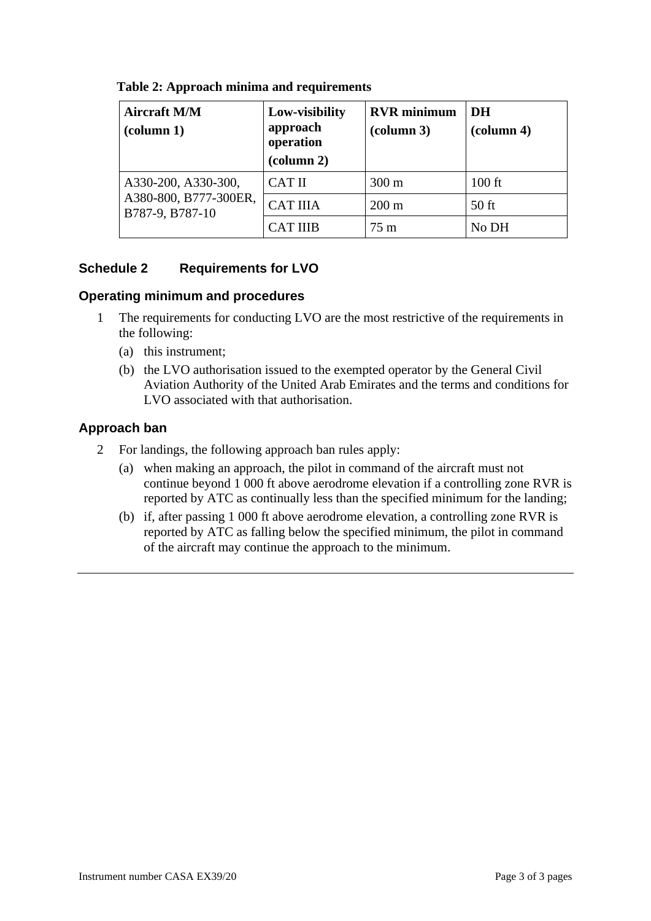**Table 2: Approach minima and requirements**

| Aircraft M/M (column 1) | Low-visibility approach operation (column 2) | RVR minimum (column 3) | DH (column 4) |
|---|---|---|---|
| A330-200, A330-300, A380-800, B777-300ER, B787-9, B787-10 | CAT II | 300 m | 100 ft |
| | CAT IIIA | 200 m | 50 ft |
| | CAT IIIB | 75 m | No DH |

## Schedule 2 Requirements for LVO

### Operating minimum and procedures

1 The requirements for conducting LVO are the most restrictive of the requirements in the following:

(a) this instrument;

(b) the LVO authorisation issued to the exempted operator by the General Civil Aviation Authority of the United Arab Emirates and the terms and conditions for LVO associated with that authorisation.

### Approach ban

2 For landings, the following approach ban rules apply:

(a) when making an approach, the pilot in command of the aircraft must not continue beyond 1 000 ft above aerodrome elevation if a controlling zone RVR is reported by ATC as continually less than the specified minimum for the landing;

(b) if, after passing 1 000 ft above aerodrome elevation, a controlling zone RVR is reported by ATC as falling below the specified minimum, the pilot in command of the aircraft may continue the approach to the minimum.

---

Instrument number CASA EX39/20